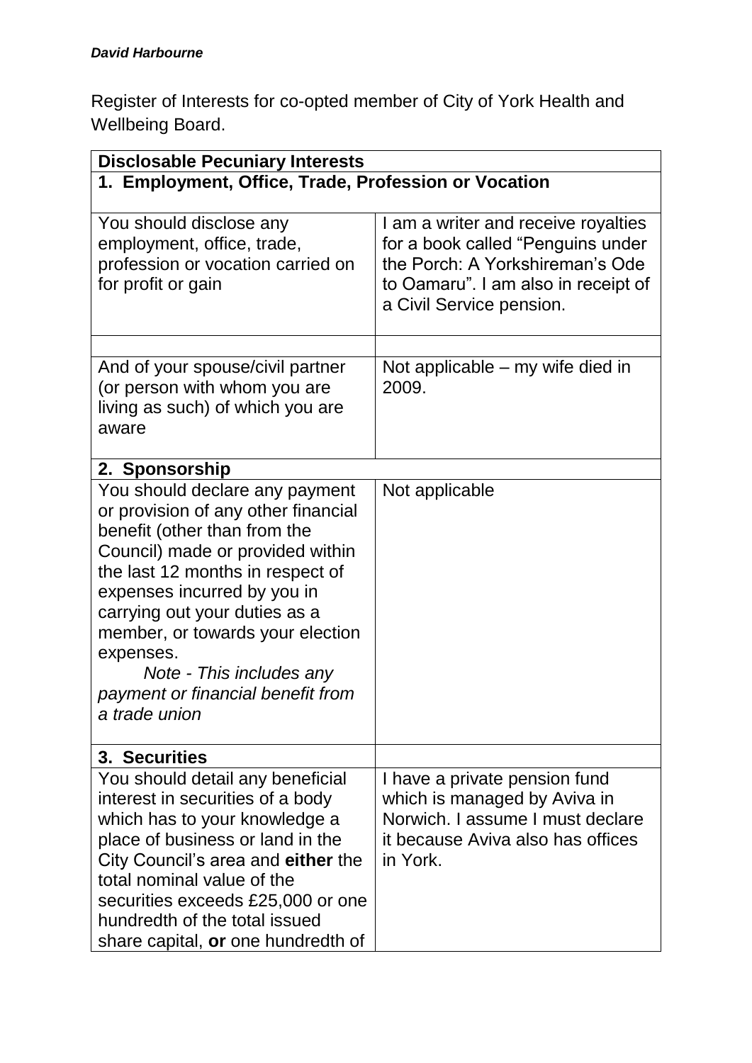***David Harbourne***

Register of Interests for co-opted member of City of York Health and Wellbeing Board.

| **Disclosable Pecuniary Interests** | |
|---|---|
| **1. Employment, Office, Trade, Profession or Vocation** | |
| You should disclose any employment, office, trade, profession or vocation carried on for profit or gain | I am a writer and receive royalties for a book called "Penguins under the Porch: A Yorkshireman's Ode to Oamaru". I am also in receipt of a Civil Service pension. |
| | |
| And of your spouse/civil partner (or person with whom you are living as such) of which you are aware | Not applicable – my wife died in 2009. |
| **2. Sponsorship** | |
| You should declare any payment or provision of any other financial benefit (other than from the Council) made or provided within the last 12 months in respect of expenses incurred by you in carrying out your duties as a member, or towards your election expenses. *Note - This includes any payment or financial benefit from a trade union* | Not applicable |
| **3. Securities** | |
| You should detail any beneficial interest in securities of a body which has to your knowledge a place of business or land in the City Council's area and **either** the total nominal value of the securities exceeds £25,000 or one hundredth of the total issued share capital, **or** one hundredth of | I have a private pension fund which is managed by Aviva in Norwich. I assume I must declare it because Aviva also has offices in York. |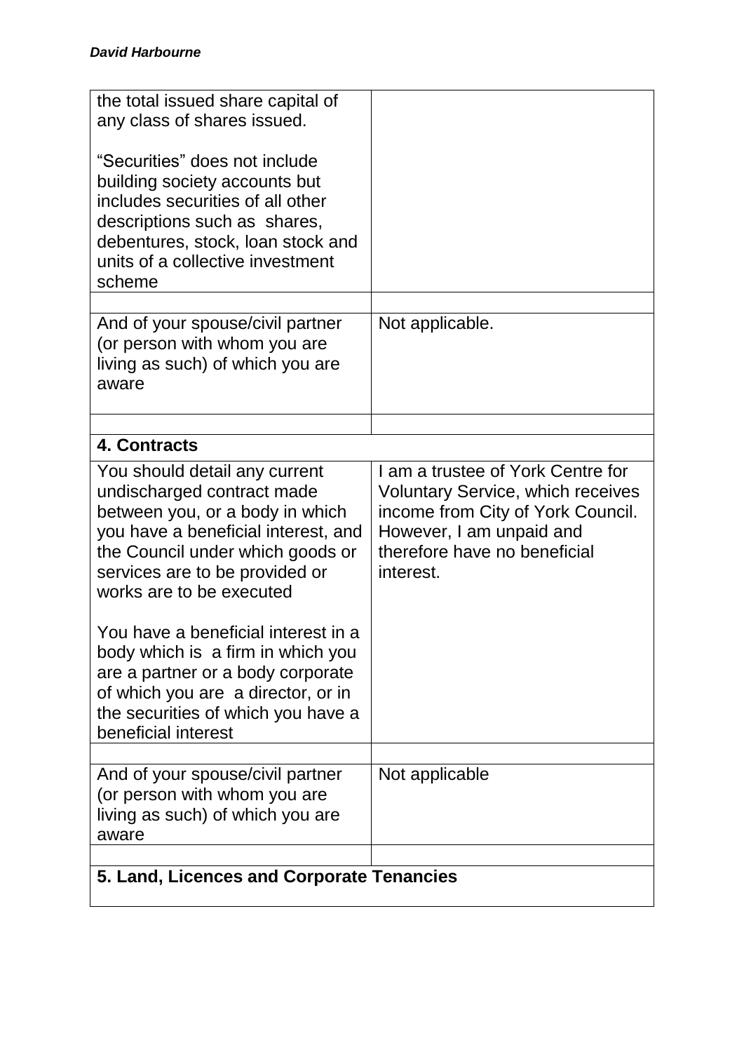| | |
|---|---|
| the total issued share capital of any class of shares issued.<br><br>"Securities" does not include building society accounts but includes securities of all other descriptions such as shares, debentures, stock, loan stock and units of a collective investment scheme | |
| | |
| And of your spouse/civil partner (or person with whom you are living as such) of which you are aware | Not applicable. |
| | |
| **4. Contracts** | |
| You should detail any current undischarged contract made between you, or a body in which you have a beneficial interest, and the Council under which goods or services are to be provided or works are to be executed<br><br>You have a beneficial interest in a body which is a firm in which you are a partner or a body corporate of which you are a director, or in the securities of which you have a beneficial interest | I am a trustee of York Centre for Voluntary Service, which receives income from City of York Council. However, I am unpaid and therefore have no beneficial interest. |
| | |
| And of your spouse/civil partner (or person with whom you are living as such) of which you are aware | Not applicable |
| | |
| **5. Land, Licences and Corporate Tenancies** | |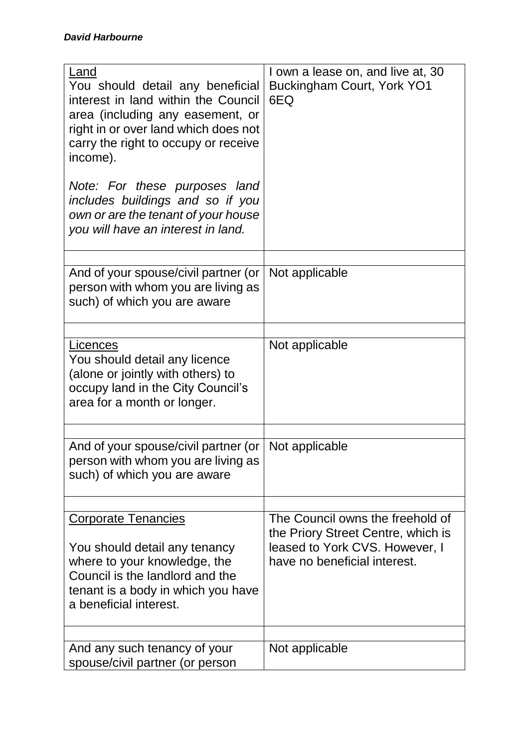***David Harbourne***

| | |
|---|---|
| <u>Land</u><br>You should detail any beneficial interest in land within the Council area (including any easement, or right in or over land which does not carry the right to occupy or receive income).<br><br>*Note: For these purposes land includes buildings and so if you own or are the tenant of your house you will have an interest in land.* | I own a lease on, and live at, 30 Buckingham Court, York YO1 6EQ |
| | |
| And of your spouse/civil partner (or person with whom you are living as such) of which you are aware | Not applicable |
| | |
| <u>Licences</u><br>You should detail any licence (alone or jointly with others) to occupy land in the City Council's area for a month or longer. | Not applicable |
| | |
| And of your spouse/civil partner (or person with whom you are living as such) of which you are aware | Not applicable |
| | |
| <u>Corporate Tenancies</u><br><br>You should detail any tenancy where to your knowledge, the Council is the landlord and the tenant is a body in which you have a beneficial interest. | The Council owns the freehold of the Priory Street Centre, which is leased to York CVS. However, I have no beneficial interest. |
| | |
| And any such tenancy of your spouse/civil partner (or person | Not applicable |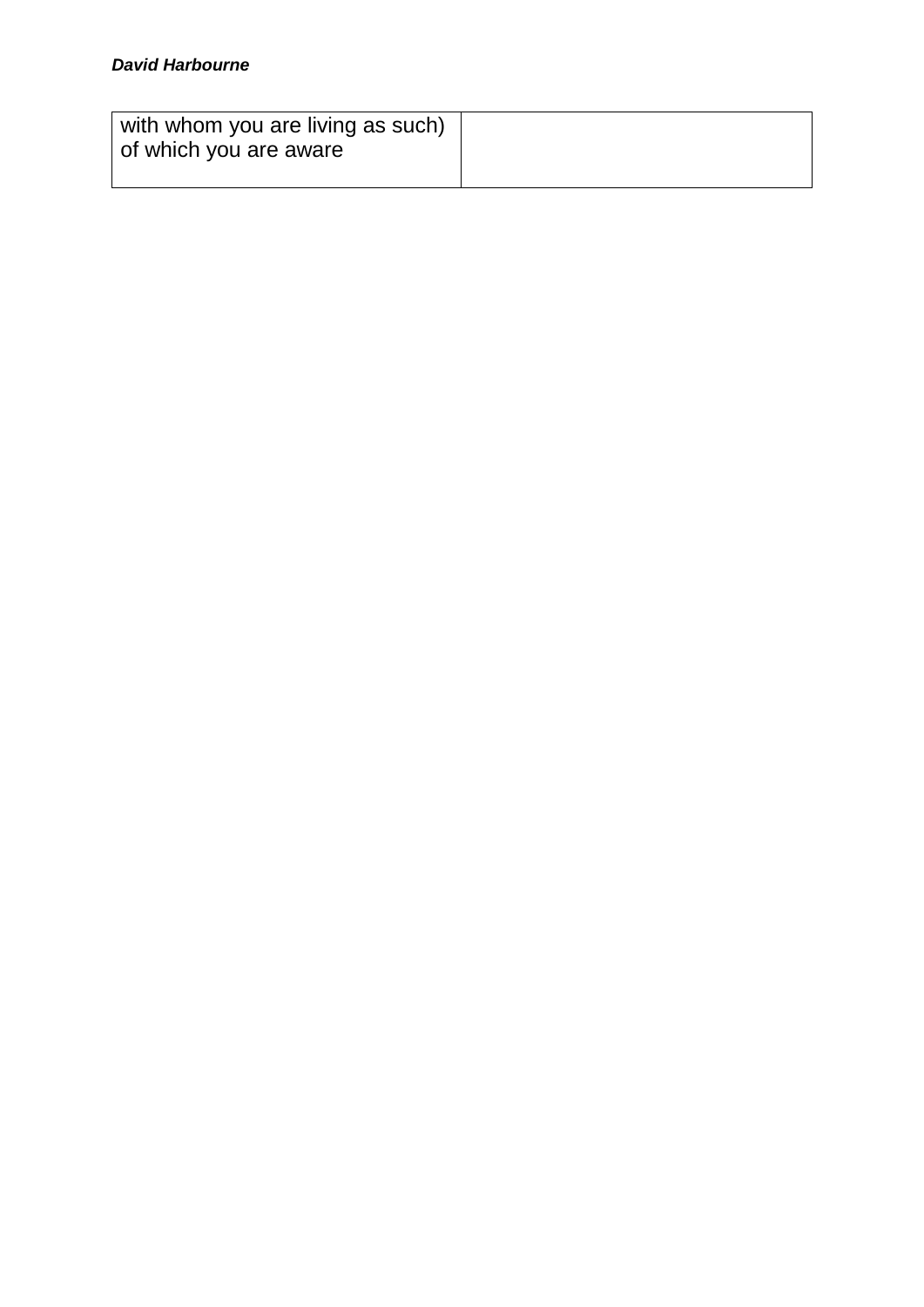| | |
|---|---|
| with whom you are living as such) of which you are aware | |